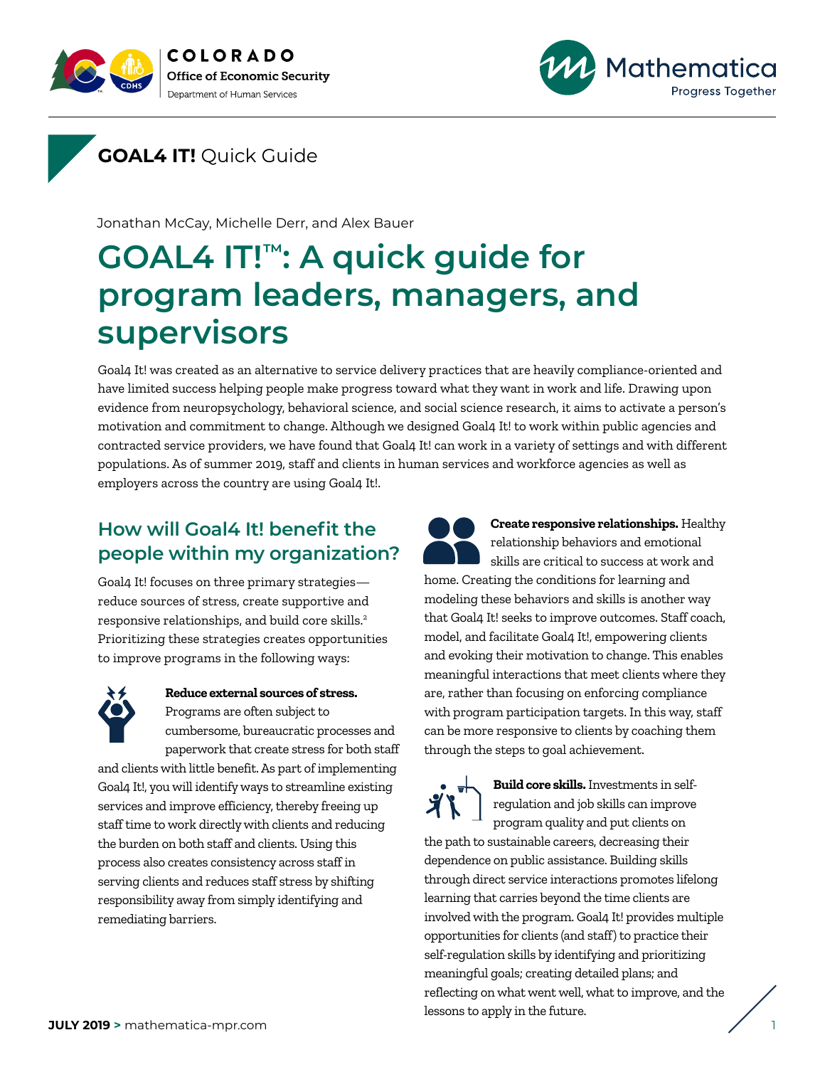GOAL4 IT! Quick Guide

Jonathan McCay, Michelle Derr, and Alex Bauer

# GOAL4 IT!™: A quick guide for program leaders, managers, and supervisors

Goal4 It! was created as an alternative to service delivery practices that are heavily compliance-oriented and have limited success helping people make progress toward what they want in work and life. Drawing upon evidence from neuropsychology, behavioral science, and social science research, it aims to activate a person's motivation and commitment to change. Although we designed Goal4 It! to work within public agencies and contracted service providers, we have found that Goal4 It! can work in a variety of settings and with different populations. As of summer 2019, staff and clients in human services and workforce agencies as well as employers across the country are using Goal4 It!.

## How will Goal4 It! benefit the people within my organization?

Goal4 It! focuses on three primary strategies—reduce sources of stress, create supportive and responsive relationships, and build core skills.[2] Prioritizing these strategies creates opportunities to improve programs in the following ways:

**Reduce external sources of stress.** Programs are often subject to cumbersome, bureaucratic processes and paperwork that create stress for both staff and clients with little benefit. As part of implementing Goal4 It!, you will identify ways to streamline existing services and improve efficiency, thereby freeing up staff time to work directly with clients and reducing the burden on both staff and clients. Using this process also creates consistency across staff in serving clients and reduces staff stress by shifting responsibility away from simply identifying and remediating barriers.

**Create responsive relationships.** Healthy relationship behaviors and emotional skills are critical to success at work and home. Creating the conditions for learning and modeling these behaviors and skills is another way that Goal4 It! seeks to improve outcomes. Staff coach, model, and facilitate Goal4 It!, empowering clients and evoking their motivation to change. This enables meaningful interactions that meet clients where they are, rather than focusing on enforcing compliance with program participation targets. In this way, staff can be more responsive to clients by coaching them through the steps to goal achievement.

**Build core skills.** Investments in self-regulation and job skills can improve program quality and put clients on the path to sustainable careers, decreasing their dependence on public assistance. Building skills through direct service interactions promotes lifelong learning that carries beyond the time clients are involved with the program. Goal4 It! provides multiple opportunities for clients (and staff) to practice their self-regulation skills by identifying and prioritizing meaningful goals; creating detailed plans; and reflecting on what went well, what to improve, and the lessons to apply in the future.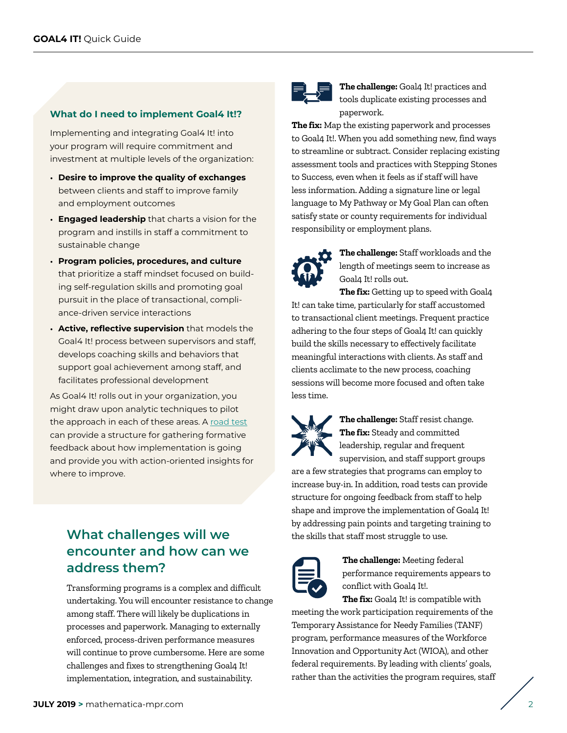### What do I need to implement Goal4 It!?

Implementing and integrating Goal4 It! into your program will require commitment and investment at multiple levels of the organization:

- **Desire to improve the quality of exchanges** between clients and staff to improve family and employment outcomes
- **Engaged leadership** that charts a vision for the program and instills in staff a commitment to sustainable change
- **Program policies, procedures, and culture** that prioritize a staff mindset focused on building self-regulation skills and promoting goal pursuit in the place of transactional, compliance-driven service interactions
- **Active, reflective supervision** that models the Goal4 It! process between supervisors and staff, develops coaching skills and behaviors that support goal achievement among staff, and facilitates professional development

As Goal4 It! rolls out in your organization, you might draw upon analytic techniques to pilot the approach in each of these areas. A road test can provide a structure for gathering formative feedback about how implementation is going and provide you with action-oriented insights for where to improve.

## What challenges will we encounter and how can we address them?

Transforming programs is a complex and difficult undertaking. You will encounter resistance to change among staff. There will likely be duplications in processes and paperwork. Managing to externally enforced, process-driven performance measures will continue to prove cumbersome. Here are some challenges and fixes to strengthening Goal4 It! implementation, integration, and sustainability.

**The challenge:** Goal4 It! practices and tools duplicate existing processes and paperwork.

**The fix:** Map the existing paperwork and processes to Goal4 It!. When you add something new, find ways to streamline or subtract. Consider replacing existing assessment tools and practices with Stepping Stones to Success, even when it feels as if staff will have less information. Adding a signature line or legal language to My Pathway or My Goal Plan can often satisfy state or county requirements for individual responsibility or employment plans.

**The challenge:** Staff workloads and the length of meetings seem to increase as Goal4 It! rolls out.

**The fix:** Getting up to speed with Goal4 It! can take time, particularly for staff accustomed to transactional client meetings. Frequent practice adhering to the four steps of Goal4 It! can quickly build the skills necessary to effectively facilitate meaningful interactions with clients. As staff and clients acclimate to the new process, coaching sessions will become more focused and often take less time.

**The challenge:** Staff resist change.

**The fix:** Steady and committed leadership, regular and frequent supervision, and staff support groups are a few strategies that programs can employ to increase buy-in. In addition, road tests can provide structure for ongoing feedback from staff to help shape and improve the implementation of Goal4 It! by addressing pain points and targeting training to the skills that staff most struggle to use.

**The challenge:** Meeting federal performance requirements appears to conflict with Goal4 It!.

**The fix:** Goal4 It! is compatible with meeting the work participation requirements of the Temporary Assistance for Needy Families (TANF) program, performance measures of the Workforce Innovation and Opportunity Act (WIOA), and other federal requirements. By leading with clients' goals, rather than the activities the program requires, staff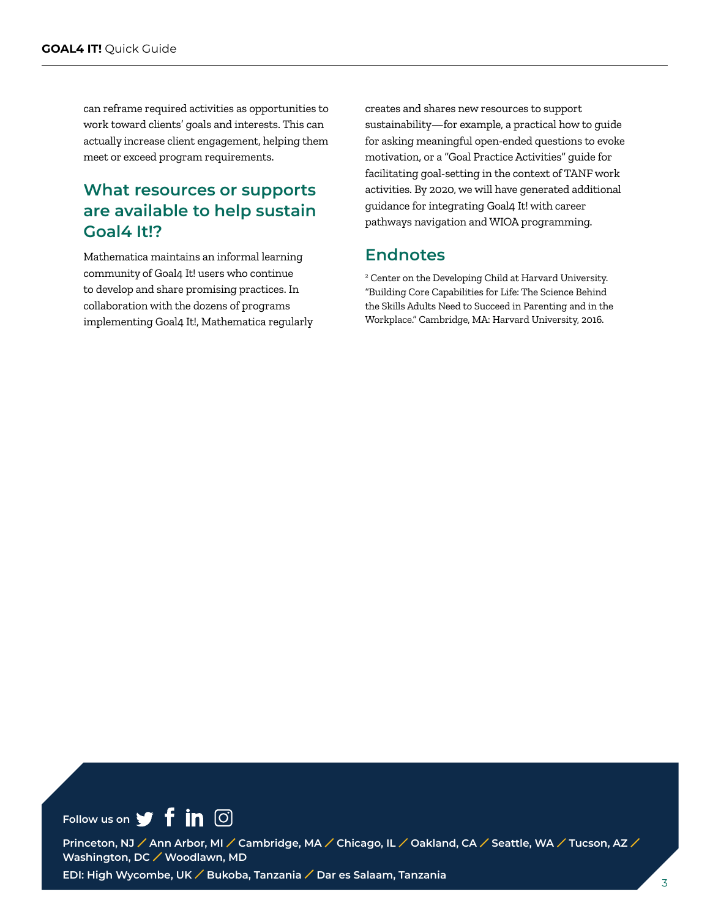can reframe required activities as opportunities to work toward clients' goals and interests. This can actually increase client engagement, helping them meet or exceed program requirements.

## What resources or supports are available to help sustain Goal4 It!?

Mathematica maintains an informal learning community of Goal4 It! users who continue to develop and share promising practices. In collaboration with the dozens of programs implementing Goal4 It!, Mathematica regularly creates and shares new resources to support sustainability—for example, a practical how to guide for asking meaningful open-ended questions to evoke motivation, or a "Goal Practice Activities" guide for facilitating goal-setting in the context of TANF work activities. By 2020, we will have generated additional guidance for integrating Goal4 It! with career pathways navigation and WIOA programming.

## Endnotes

[2] Center on the Developing Child at Harvard University. "Building Core Capabilities for Life: The Science Behind the Skills Adults Need to Succeed in Parenting and in the Workplace." Cambridge, MA: Harvard University, 2016.

Follow us on

Princeton, NJ / Ann Arbor, MI / Cambridge, MA / Chicago, IL / Oakland, CA / Seattle, WA / Tucson, AZ / Washington, DC / Woodlawn, MD

EDI: High Wycombe, UK / Bukoba, Tanzania / Dar es Salaam, Tanzania